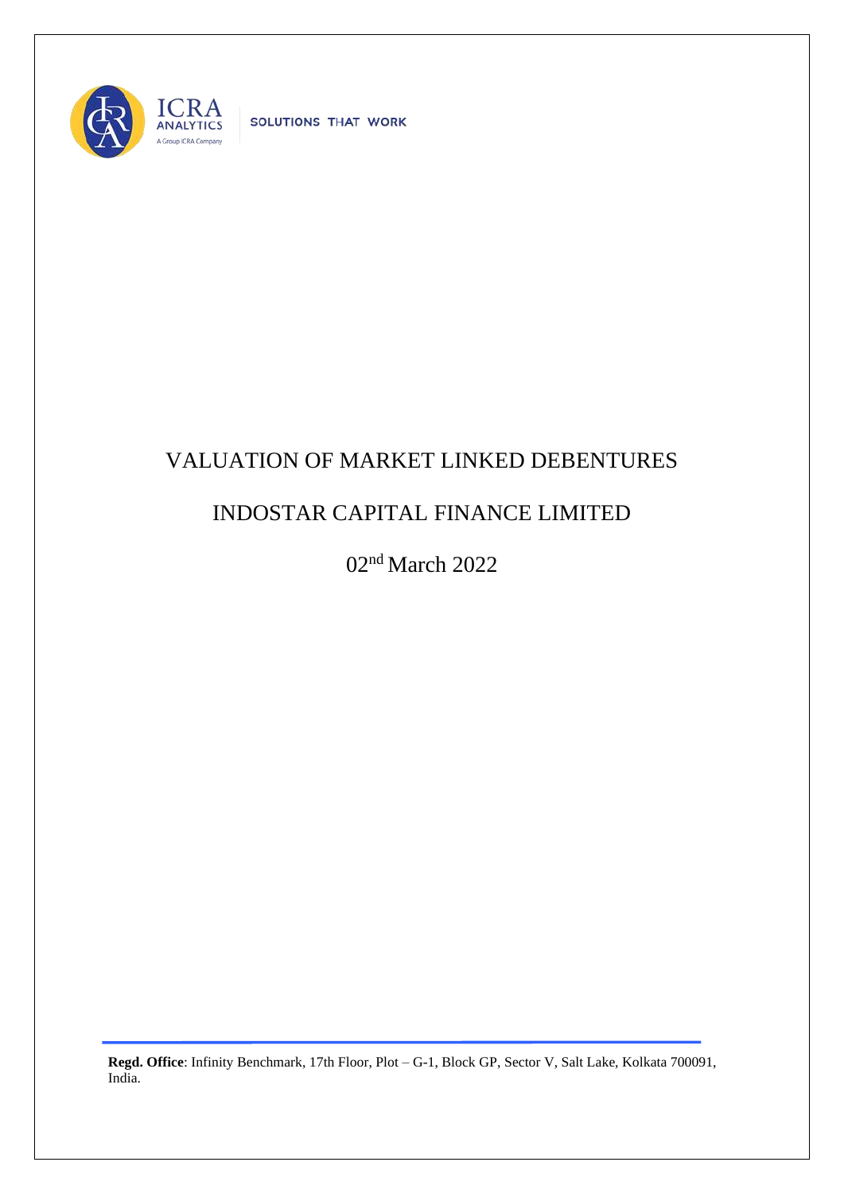SOLUTIONS THAT WORK

# VALUATION OF MARKET LINKED DEBENTURES

# INDOSTAR CAPITAL FINANCE LIMITED

02nd March 2022

**Regd. Office**: Infinity Benchmark, 17th Floor, Plot – G-1, Block GP, Sector V, Salt Lake, Kolkata 700091, India.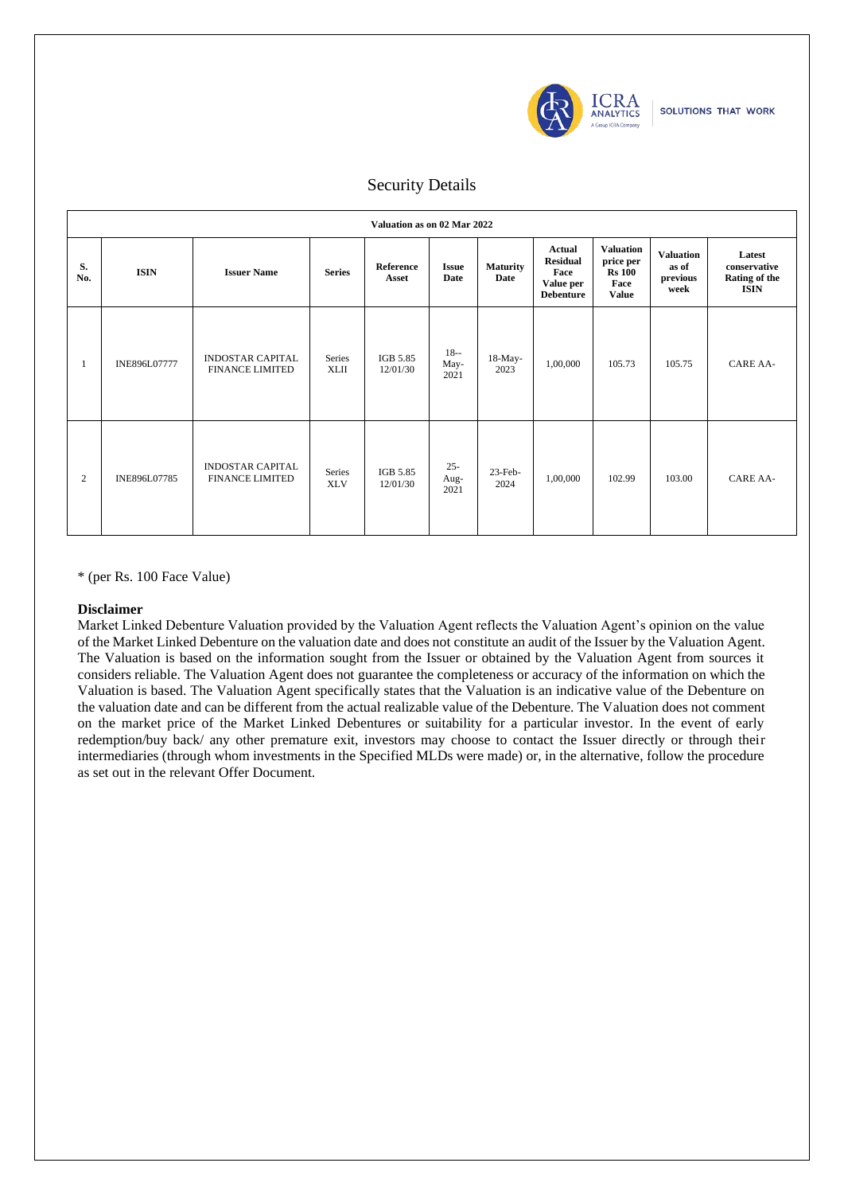# Security Details

| Valuation as on 02 Mar 2022 | | | | | | | | | | |
|---|---|---|---|---|---|---|---|---|---|---|
| **S. No.** | **ISIN** | **Issuer Name** | **Series** | **Reference Asset** | **Issue Date** | **Maturity Date** | **Actual Residual Face Value per Debenture** | **Valuation price per Rs 100 Face Value** | **Valuation as of previous week** | **Latest conservative Rating of the ISIN** |
| 1 | INE896L07777 | INDOSTAR CAPITAL FINANCE LIMITED | Series XLII | IGB 5.85 12/01/30 | 18--May-2021 | 18-May-2023 | 1,00,000 | 105.73 | 105.75 | CARE AA- |
| 2 | INE896L07785 | INDOSTAR CAPITAL FINANCE LIMITED | Series XLV | IGB 5.85 12/01/30 | 25-Aug-2021 | 23-Feb-2024 | 1,00,000 | 102.99 | 103.00 | CARE AA- |

* (per Rs. 100 Face Value)

**Disclaimer**

Market Linked Debenture Valuation provided by the Valuation Agent reflects the Valuation Agent's opinion on the value of the Market Linked Debenture on the valuation date and does not constitute an audit of the Issuer by the Valuation Agent. The Valuation is based on the information sought from the Issuer or obtained by the Valuation Agent from sources it considers reliable. The Valuation Agent does not guarantee the completeness or accuracy of the information on which the Valuation is based. The Valuation Agent specifically states that the Valuation is an indicative value of the Debenture on the valuation date and can be different from the actual realizable value of the Debenture. The Valuation does not comment on the market price of the Market Linked Debentures or suitability for a particular investor. In the event of early redemption/buy back/ any other premature exit, investors may choose to contact the Issuer directly or through their intermediaries (through whom investments in the Specified MLDs were made) or, in the alternative, follow the procedure as set out in the relevant Offer Document.